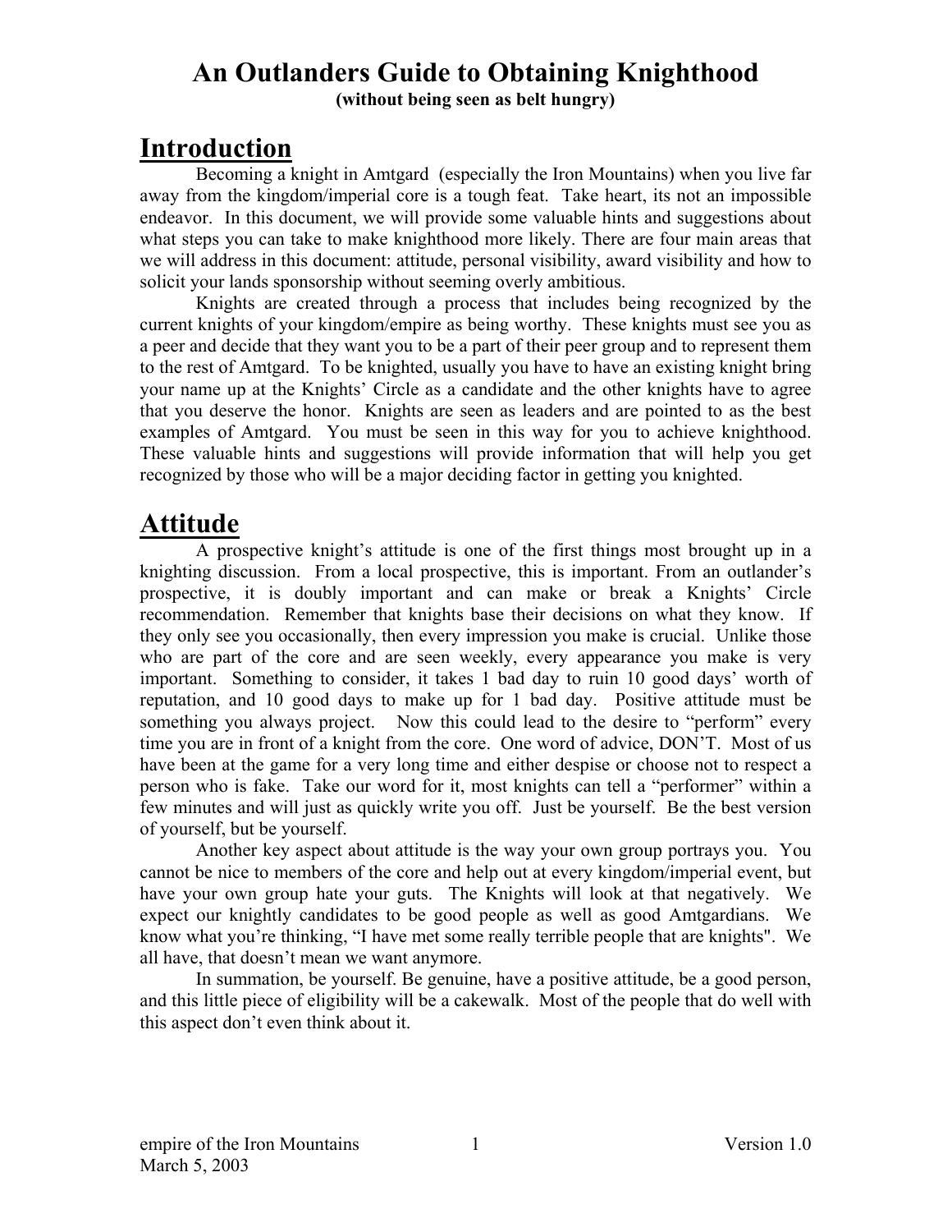# An Outlanders Guide to Obtaining Knighthood

**(without being seen as belt hungry)**

## Introduction

Becoming a knight in Amtgard (especially the Iron Mountains) when you live far away from the kingdom/imperial core is a tough feat. Take heart, its not an impossible endeavor. In this document, we will provide some valuable hints and suggestions about what steps you can take to make knighthood more likely. There are four main areas that we will address in this document: attitude, personal visibility, award visibility and how to solicit your lands sponsorship without seeming overly ambitious.

Knights are created through a process that includes being recognized by the current knights of your kingdom/empire as being worthy. These knights must see you as a peer and decide that they want you to be a part of their peer group and to represent them to the rest of Amtgard. To be knighted, usually you have to have an existing knight bring your name up at the Knights' Circle as a candidate and the other knights have to agree that you deserve the honor. Knights are seen as leaders and are pointed to as the best examples of Amtgard. You must be seen in this way for you to achieve knighthood. These valuable hints and suggestions will provide information that will help you get recognized by those who will be a major deciding factor in getting you knighted.

## Attitude

A prospective knight's attitude is one of the first things most brought up in a knighting discussion. From a local prospective, this is important. From an outlander's prospective, it is doubly important and can make or break a Knights' Circle recommendation. Remember that knights base their decisions on what they know. If they only see you occasionally, then every impression you make is crucial. Unlike those who are part of the core and are seen weekly, every appearance you make is very important. Something to consider, it takes 1 bad day to ruin 10 good days' worth of reputation, and 10 good days to make up for 1 bad day. Positive attitude must be something you always project. Now this could lead to the desire to "perform" every time you are in front of a knight from the core. One word of advice, DON'T. Most of us have been at the game for a very long time and either despise or choose not to respect a person who is fake. Take our word for it, most knights can tell a "performer" within a few minutes and will just as quickly write you off. Just be yourself. Be the best version of yourself, but be yourself.

Another key aspect about attitude is the way your own group portrays you. You cannot be nice to members of the core and help out at every kingdom/imperial event, but have your own group hate your guts. The Knights will look at that negatively. We expect our knightly candidates to be good people as well as good Amtgardians. We know what you're thinking, "I have met some really terrible people that are knights". We all have, that doesn't mean we want anymore.

In summation, be yourself. Be genuine, have a positive attitude, be a good person, and this little piece of eligibility will be a cakewalk. Most of the people that do well with this aspect don't even think about it.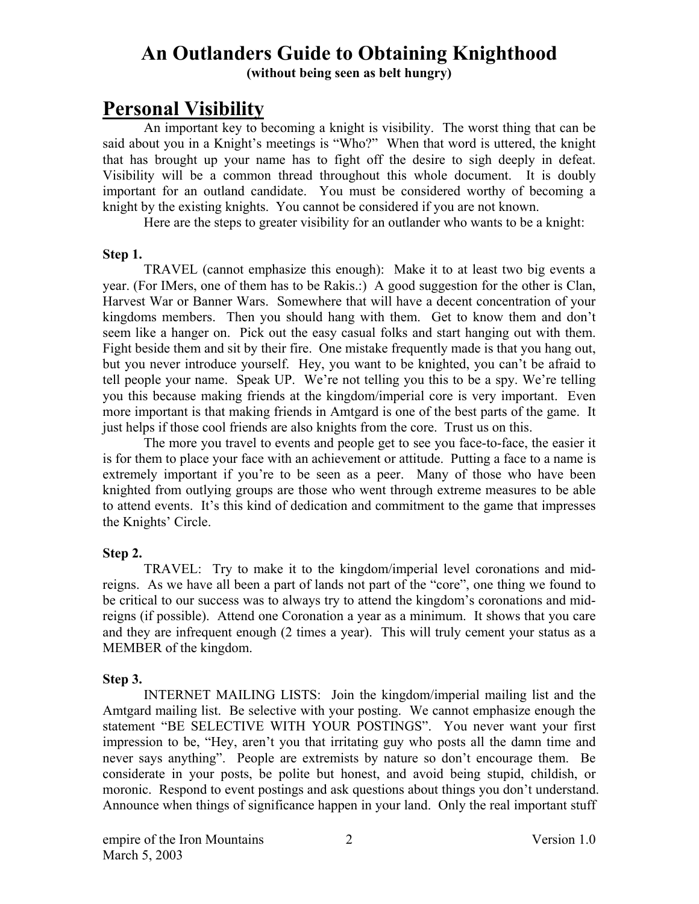# An Outlanders Guide to Obtaining Knighthood

**(without being seen as belt hungry)**

## Personal Visibility

An important key to becoming a knight is visibility. The worst thing that can be said about you in a Knight's meetings is "Who?" When that word is uttered, the knight that has brought up your name has to fight off the desire to sigh deeply in defeat. Visibility will be a common thread throughout this whole document. It is doubly important for an outland candidate. You must be considered worthy of becoming a knight by the existing knights. You cannot be considered if you are not known.

Here are the steps to greater visibility for an outlander who wants to be a knight:

**Step 1.**

TRAVEL (cannot emphasize this enough): Make it to at least two big events a year. (For IMers, one of them has to be Rakis.:) A good suggestion for the other is Clan, Harvest War or Banner Wars. Somewhere that will have a decent concentration of your kingdoms members. Then you should hang with them. Get to know them and don't seem like a hanger on. Pick out the easy casual folks and start hanging out with them. Fight beside them and sit by their fire. One mistake frequently made is that you hang out, but you never introduce yourself. Hey, you want to be knighted, you can't be afraid to tell people your name. Speak UP. We're not telling you this to be a spy. We're telling you this because making friends at the kingdom/imperial core is very important. Even more important is that making friends in Amtgard is one of the best parts of the game. It just helps if those cool friends are also knights from the core. Trust us on this.

The more you travel to events and people get to see you face-to-face, the easier it is for them to place your face with an achievement or attitude. Putting a face to a name is extremely important if you're to be seen as a peer. Many of those who have been knighted from outlying groups are those who went through extreme measures to be able to attend events. It's this kind of dedication and commitment to the game that impresses the Knights' Circle.

**Step 2.**

TRAVEL: Try to make it to the kingdom/imperial level coronations and mid-reigns. As we have all been a part of lands not part of the "core", one thing we found to be critical to our success was to always try to attend the kingdom's coronations and mid-reigns (if possible). Attend one Coronation a year as a minimum. It shows that you care and they are infrequent enough (2 times a year). This will truly cement your status as a MEMBER of the kingdom.

**Step 3.**

INTERNET MAILING LISTS: Join the kingdom/imperial mailing list and the Amtgard mailing list. Be selective with your posting. We cannot emphasize enough the statement "BE SELECTIVE WITH YOUR POSTINGS". You never want your first impression to be, "Hey, aren't you that irritating guy who posts all the damn time and never says anything". People are extremists by nature so don't encourage them. Be considerate in your posts, be polite but honest, and avoid being stupid, childish, or moronic. Respond to event postings and ask questions about things you don't understand. Announce when things of significance happen in your land. Only the real important stuff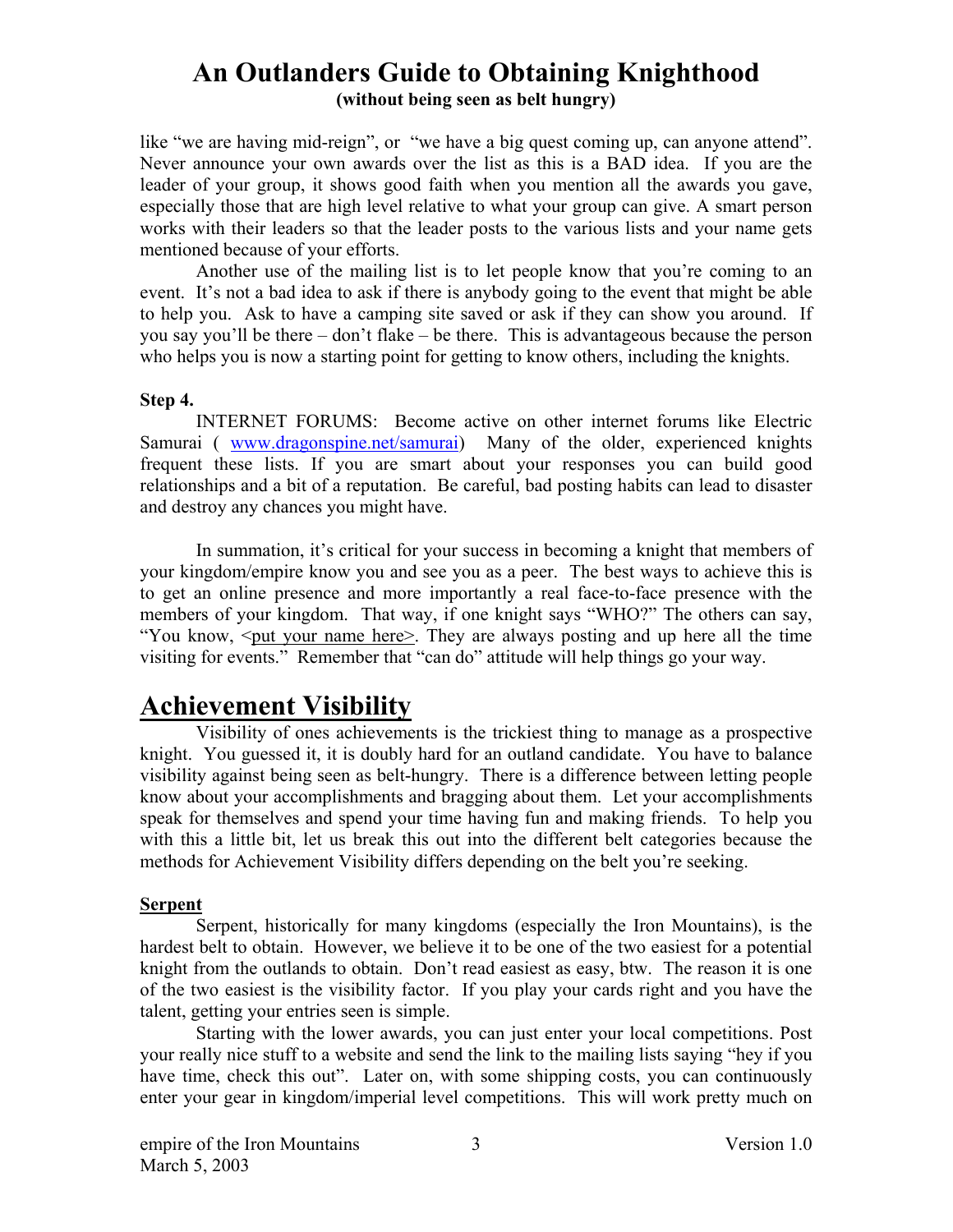like "we are having mid-reign", or "we have a big quest coming up, can anyone attend". Never announce your own awards over the list as this is a BAD idea. If you are the leader of your group, it shows good faith when you mention all the awards you gave, especially those that are high level relative to what your group can give. A smart person works with their leaders so that the leader posts to the various lists and your name gets mentioned because of your efforts.

Another use of the mailing list is to let people know that you're coming to an event. It's not a bad idea to ask if there is anybody going to the event that might be able to help you. Ask to have a camping site saved or ask if they can show you around. If you say you'll be there – don't flake – be there. This is advantageous because the person who helps you is now a starting point for getting to know others, including the knights.

**Step 4.**

INTERNET FORUMS: Become active on other internet forums like Electric Samurai ( [www.dragonspine.net/samurai](www.dragonspine.net/samurai)) Many of the older, experienced knights frequent these lists. If you are smart about your responses you can build good relationships and a bit of a reputation. Be careful, bad posting habits can lead to disaster and destroy any chances you might have.

In summation, it's critical for your success in becoming a knight that members of your kingdom/empire know you and see you as a peer. The best ways to achieve this is to get an online presence and more importantly a real face-to-face presence with the members of your kingdom. That way, if one knight says "WHO?" The others can say, "You know, <put your name here>. They are always posting and up here all the time visiting for events." Remember that "can do" attitude will help things go your way.

## Achievement Visibility

Visibility of ones achievements is the trickiest thing to manage as a prospective knight. You guessed it, it is doubly hard for an outland candidate. You have to balance visibility against being seen as belt-hungry. There is a difference between letting people know about your accomplishments and bragging about them. Let your accomplishments speak for themselves and spend your time having fun and making friends. To help you with this a little bit, let us break this out into the different belt categories because the methods for Achievement Visibility differs depending on the belt you're seeking.

**Serpent**

Serpent, historically for many kingdoms (especially the Iron Mountains), is the hardest belt to obtain. However, we believe it to be one of the two easiest for a potential knight from the outlands to obtain. Don't read easiest as easy, btw. The reason it is one of the two easiest is the visibility factor. If you play your cards right and you have the talent, getting your entries seen is simple.

Starting with the lower awards, you can just enter your local competitions. Post your really nice stuff to a website and send the link to the mailing lists saying "hey if you have time, check this out". Later on, with some shipping costs, you can continuously enter your gear in kingdom/imperial level competitions. This will work pretty much on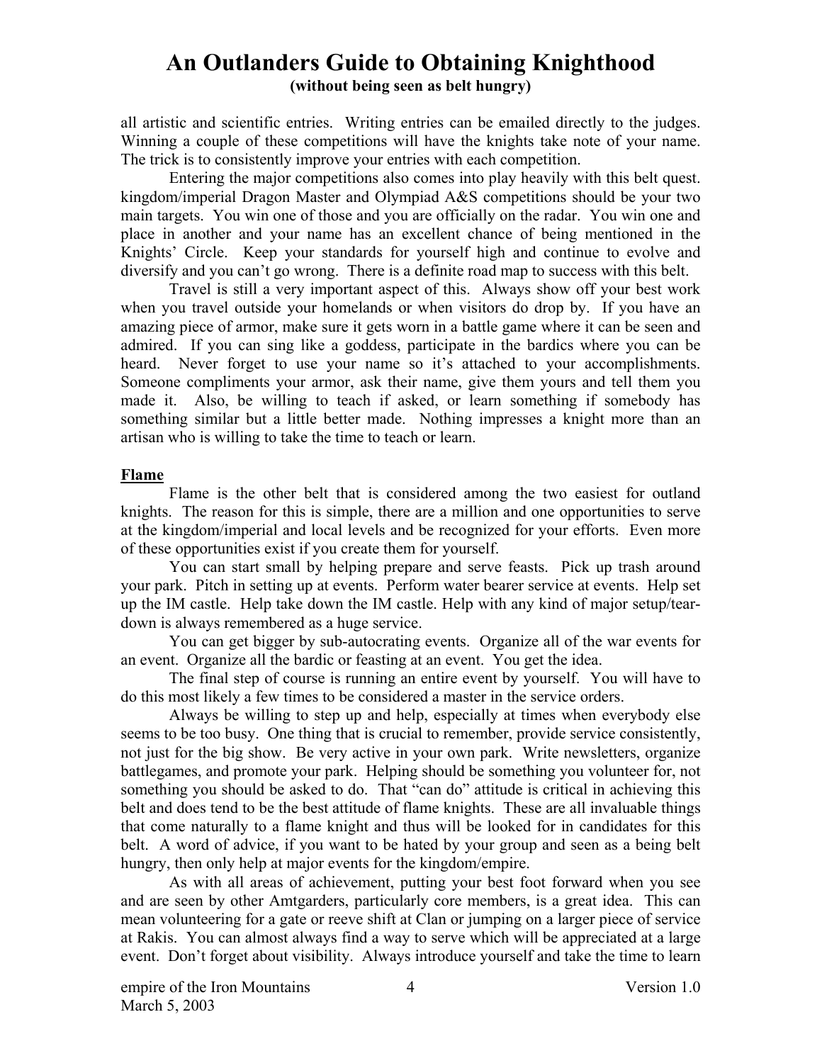all artistic and scientific entries. Writing entries can be emailed directly to the judges. Winning a couple of these competitions will have the knights take note of your name. The trick is to consistently improve your entries with each competition.

Entering the major competitions also comes into play heavily with this belt quest. kingdom/imperial Dragon Master and Olympiad A&S competitions should be your two main targets. You win one of those and you are officially on the radar. You win one and place in another and your name has an excellent chance of being mentioned in the Knights' Circle. Keep your standards for yourself high and continue to evolve and diversify and you can't go wrong. There is a definite road map to success with this belt.

Travel is still a very important aspect of this. Always show off your best work when you travel outside your homelands or when visitors do drop by. If you have an amazing piece of armor, make sure it gets worn in a battle game where it can be seen and admired. If you can sing like a goddess, participate in the bardics where you can be heard. Never forget to use your name so it's attached to your accomplishments. Someone compliments your armor, ask their name, give them yours and tell them you made it. Also, be willing to teach if asked, or learn something if somebody has something similar but a little better made. Nothing impresses a knight more than an artisan who is willing to take the time to teach or learn.

## Flame

Flame is the other belt that is considered among the two easiest for outland knights. The reason for this is simple, there are a million and one opportunities to serve at the kingdom/imperial and local levels and be recognized for your efforts. Even more of these opportunities exist if you create them for yourself.

You can start small by helping prepare and serve feasts. Pick up trash around your park. Pitch in setting up at events. Perform water bearer service at events. Help set up the IM castle. Help take down the IM castle. Help with any kind of major setup/tear-down is always remembered as a huge service.

You can get bigger by sub-autocrating events. Organize all of the war events for an event. Organize all the bardic or feasting at an event. You get the idea.

The final step of course is running an entire event by yourself. You will have to do this most likely a few times to be considered a master in the service orders.

Always be willing to step up and help, especially at times when everybody else seems to be too busy. One thing that is crucial to remember, provide service consistently, not just for the big show. Be very active in your own park. Write newsletters, organize battlegames, and promote your park. Helping should be something you volunteer for, not something you should be asked to do. That "can do" attitude is critical in achieving this belt and does tend to be the best attitude of flame knights. These are all invaluable things that come naturally to a flame knight and thus will be looked for in candidates for this belt. A word of advice, if you want to be hated by your group and seen as a being belt hungry, then only help at major events for the kingdom/empire.

As with all areas of achievement, putting your best foot forward when you see and are seen by other Amtgarders, particularly core members, is a great idea. This can mean volunteering for a gate or reeve shift at Clan or jumping on a larger piece of service at Rakis. You can almost always find a way to serve which will be appreciated at a large event. Don't forget about visibility. Always introduce yourself and take the time to learn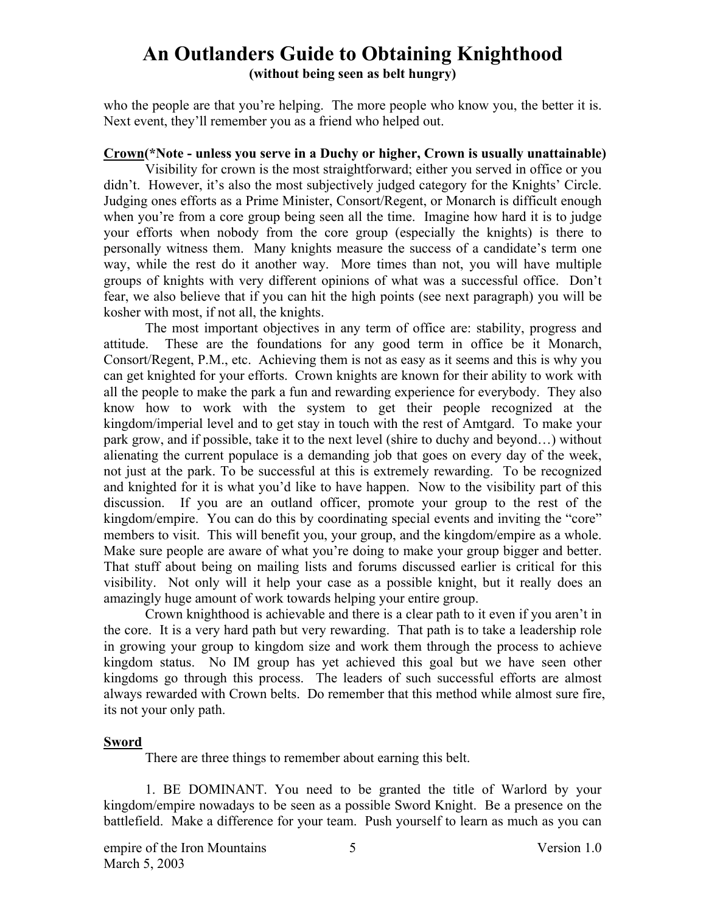who the people are that you're helping. The more people who know you, the better it is. Next event, they'll remember you as a friend who helped out.

**Crown(*Note - unless you serve in a Duchy or higher, Crown is usually unattainable)**

Visibility for crown is the most straightforward; either you served in office or you didn't. However, it's also the most subjectively judged category for the Knights' Circle. Judging ones efforts as a Prime Minister, Consort/Regent, or Monarch is difficult enough when you're from a core group being seen all the time. Imagine how hard it is to judge your efforts when nobody from the core group (especially the knights) is there to personally witness them. Many knights measure the success of a candidate's term one way, while the rest do it another way. More times than not, you will have multiple groups of knights with very different opinions of what was a successful office. Don't fear, we also believe that if you can hit the high points (see next paragraph) you will be kosher with most, if not all, the knights.

The most important objectives in any term of office are: stability, progress and attitude. These are the foundations for any good term in office be it Monarch, Consort/Regent, P.M., etc. Achieving them is not as easy as it seems and this is why you can get knighted for your efforts. Crown knights are known for their ability to work with all the people to make the park a fun and rewarding experience for everybody. They also know how to work with the system to get their people recognized at the kingdom/imperial level and to get stay in touch with the rest of Amtgard. To make your park grow, and if possible, take it to the next level (shire to duchy and beyond…) without alienating the current populace is a demanding job that goes on every day of the week, not just at the park. To be successful at this is extremely rewarding. To be recognized and knighted for it is what you'd like to have happen. Now to the visibility part of this discussion. If you are an outland officer, promote your group to the rest of the kingdom/empire. You can do this by coordinating special events and inviting the "core" members to visit. This will benefit you, your group, and the kingdom/empire as a whole. Make sure people are aware of what you're doing to make your group bigger and better. That stuff about being on mailing lists and forums discussed earlier is critical for this visibility. Not only will it help your case as a possible knight, but it really does an amazingly huge amount of work towards helping your entire group.

Crown knighthood is achievable and there is a clear path to it even if you aren't in the core. It is a very hard path but very rewarding. That path is to take a leadership role in growing your group to kingdom size and work them through the process to achieve kingdom status. No IM group has yet achieved this goal but we have seen other kingdoms go through this process. The leaders of such successful efforts are almost always rewarded with Crown belts. Do remember that this method while almost sure fire, its not your only path.

**Sword**

There are three things to remember about earning this belt.

1. BE DOMINANT. You need to be granted the title of Warlord by your kingdom/empire nowadays to be seen as a possible Sword Knight. Be a presence on the battlefield. Make a difference for your team. Push yourself to learn as much as you can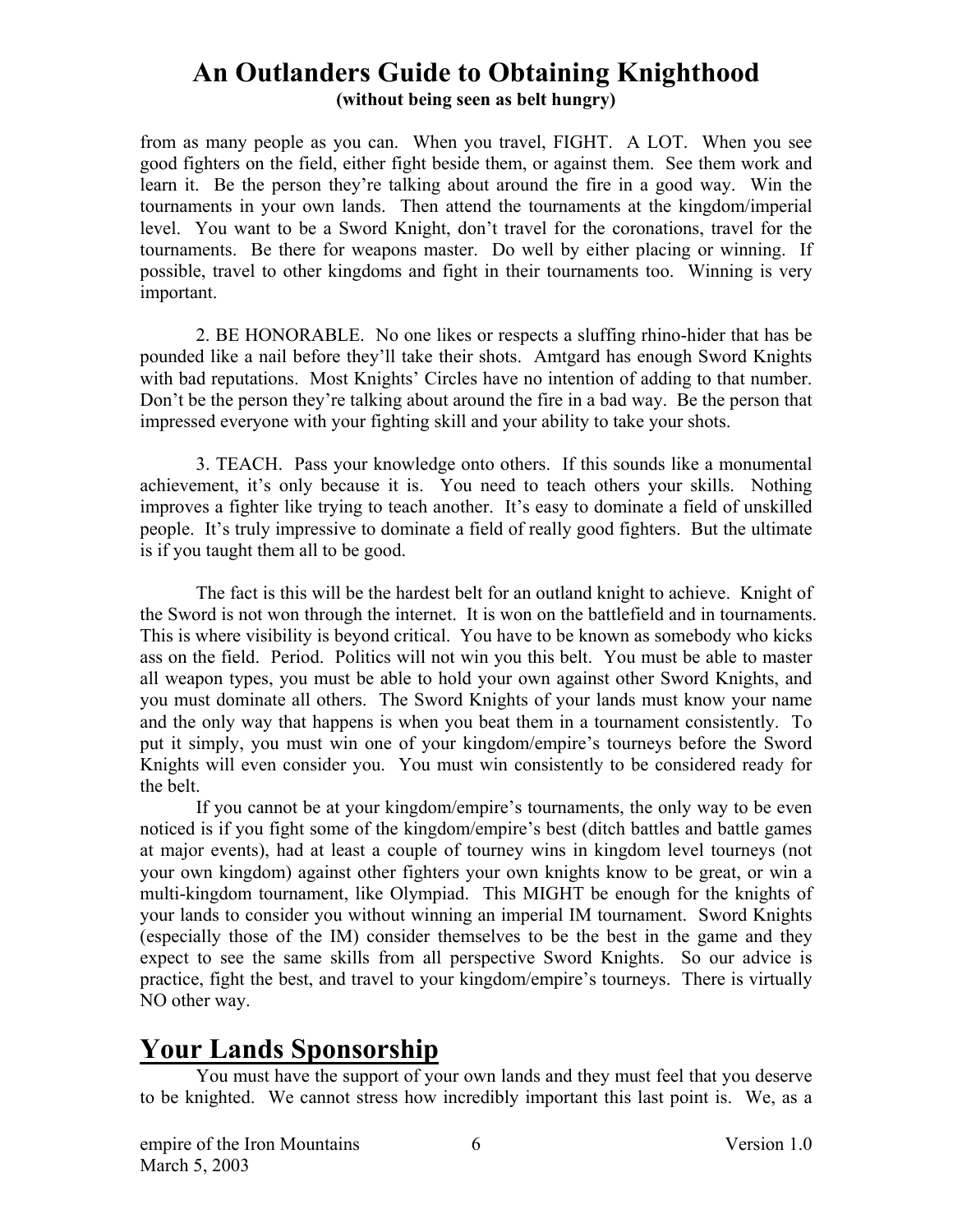from as many people as you can. When you travel, FIGHT. A LOT. When you see good fighters on the field, either fight beside them, or against them. See them work and learn it. Be the person they're talking about around the fire in a good way. Win the tournaments in your own lands. Then attend the tournaments at the kingdom/imperial level. You want to be a Sword Knight, don't travel for the coronations, travel for the tournaments. Be there for weapons master. Do well by either placing or winning. If possible, travel to other kingdoms and fight in their tournaments too. Winning is very important.

2. BE HONORABLE. No one likes or respects a sluffing rhino-hider that has be pounded like a nail before they'll take their shots. Amtgard has enough Sword Knights with bad reputations. Most Knights' Circles have no intention of adding to that number. Don't be the person they're talking about around the fire in a bad way. Be the person that impressed everyone with your fighting skill and your ability to take your shots.

3. TEACH. Pass your knowledge onto others. If this sounds like a monumental achievement, it's only because it is. You need to teach others your skills. Nothing improves a fighter like trying to teach another. It's easy to dominate a field of unskilled people. It's truly impressive to dominate a field of really good fighters. But the ultimate is if you taught them all to be good.

The fact is this will be the hardest belt for an outland knight to achieve. Knight of the Sword is not won through the internet. It is won on the battlefield and in tournaments. This is where visibility is beyond critical. You have to be known as somebody who kicks ass on the field. Period. Politics will not win you this belt. You must be able to master all weapon types, you must be able to hold your own against other Sword Knights, and you must dominate all others. The Sword Knights of your lands must know your name and the only way that happens is when you beat them in a tournament consistently. To put it simply, you must win one of your kingdom/empire's tourneys before the Sword Knights will even consider you. You must win consistently to be considered ready for the belt.

If you cannot be at your kingdom/empire's tournaments, the only way to be even noticed is if you fight some of the kingdom/empire's best (ditch battles and battle games at major events), had at least a couple of tourney wins in kingdom level tourneys (not your own kingdom) against other fighters your own knights know to be great, or win a multi-kingdom tournament, like Olympiad. This MIGHT be enough for the knights of your lands to consider you without winning an imperial IM tournament. Sword Knights (especially those of the IM) consider themselves to be the best in the game and they expect to see the same skills from all perspective Sword Knights. So our advice is practice, fight the best, and travel to your kingdom/empire's tourneys. There is virtually NO other way.

## Your Lands Sponsorship

You must have the support of your own lands and they must feel that you deserve to be knighted. We cannot stress how incredibly important this last point is. We, as a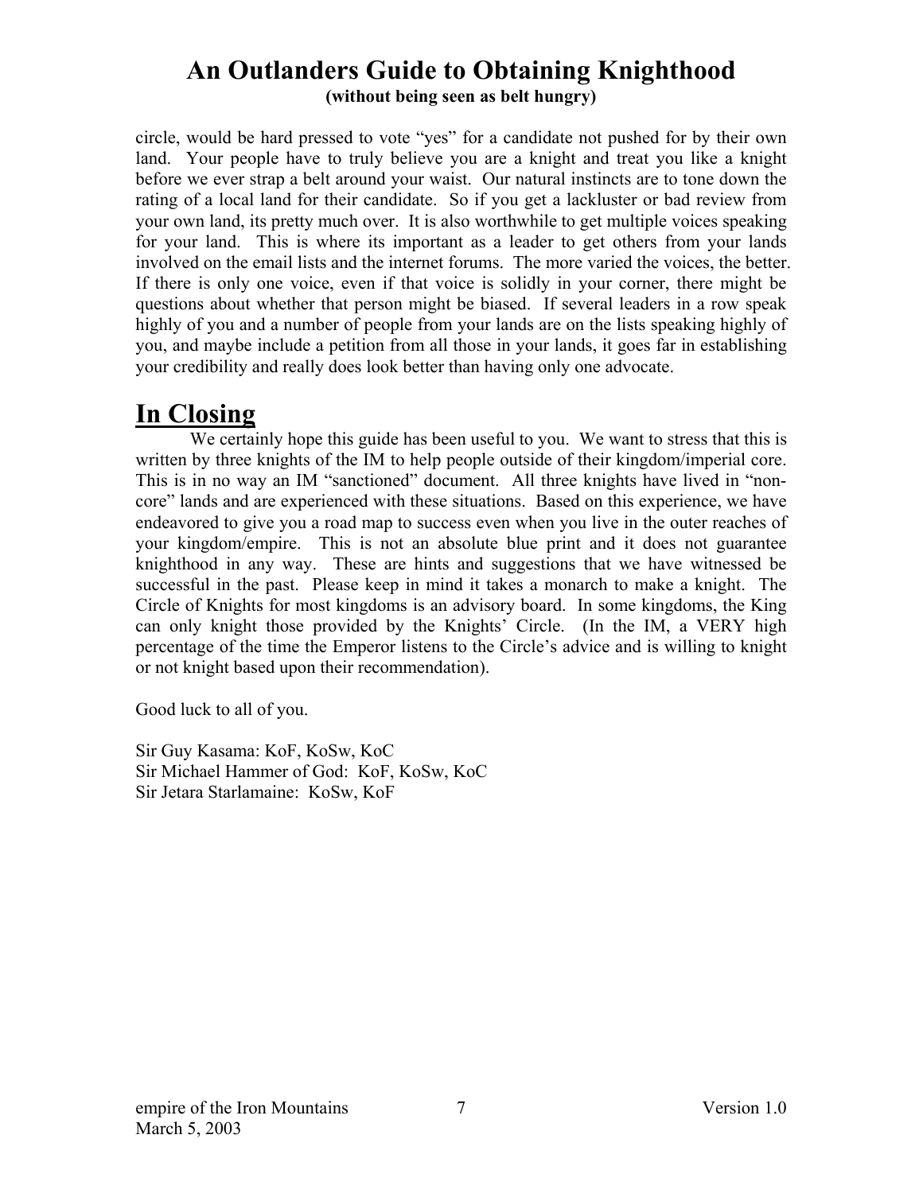circle, would be hard pressed to vote "yes" for a candidate not pushed for by their own land. Your people have to truly believe you are a knight and treat you like a knight before we ever strap a belt around your waist. Our natural instincts are to tone down the rating of a local land for their candidate. So if you get a lackluster or bad review from your own land, its pretty much over. It is also worthwhile to get multiple voices speaking for your land. This is where its important as a leader to get others from your lands involved on the email lists and the internet forums. The more varied the voices, the better. If there is only one voice, even if that voice is solidly in your corner, there might be questions about whether that person might be biased. If several leaders in a row speak highly of you and a number of people from your lands are on the lists speaking highly of you, and maybe include a petition from all those in your lands, it goes far in establishing your credibility and really does look better than having only one advocate.

## In Closing

We certainly hope this guide has been useful to you. We want to stress that this is written by three knights of the IM to help people outside of their kingdom/imperial core. This is in no way an IM "sanctioned" document. All three knights have lived in "non-core" lands and are experienced with these situations. Based on this experience, we have endeavored to give you a road map to success even when you live in the outer reaches of your kingdom/empire. This is not an absolute blue print and it does not guarantee knighthood in any way. These are hints and suggestions that we have witnessed be successful in the past. Please keep in mind it takes a monarch to make a knight. The Circle of Knights for most kingdoms is an advisory board. In some kingdoms, the King can only knight those provided by the Knights' Circle. (In the IM, a VERY high percentage of the time the Emperor listens to the Circle's advice and is willing to knight or not knight based upon their recommendation).

Good luck to all of you.

Sir Guy Kasama: KoF, KoSw, KoC
Sir Michael Hammer of God: KoF, KoSw, KoC
Sir Jetara Starlamaine: KoSw, KoF